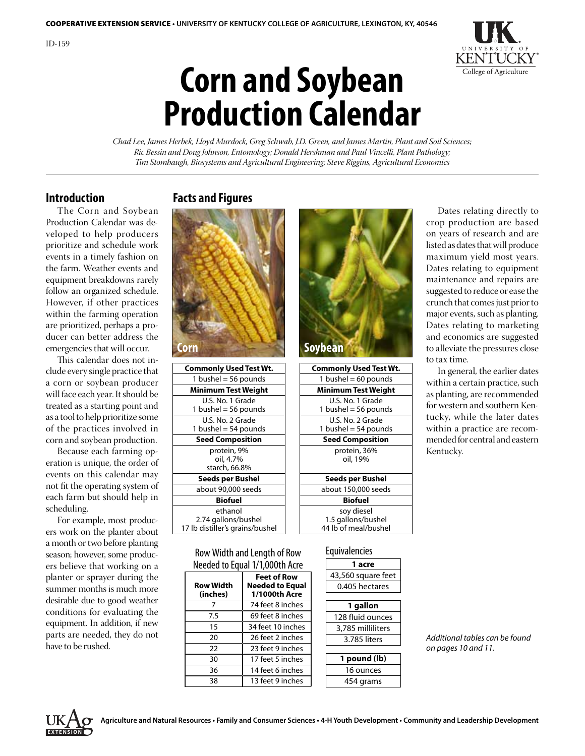COOPERATIVE EXTENSION SERVICE • UNIVERSITY OF KENTUCKY COLLEGE OF AGRICULTURE, LEXINGTON, KY, 40546

ID-159

# Corn and Soybean Production Calendar

*Chad Lee, James Herbek, Lloyd Murdock, Greg Schwab, J.D. Green, and James Martin, Plant and Soil Sciences; Ric Bessin and Doug Johnson, Entomology; Donald Hershman and Paul Vincelli, Plant Pathology; Tim Stombaugh, Biosystems and Agricultural Engineering; Steve Riggins, Agricultural Economics*

## Introduction

The Corn and Soybean Production Calendar was developed to help producers prioritize and schedule work events in a timely fashion on the farm. Weather events and equipment breakdowns rarely follow an organized schedule. However, if other practices within the farming operation are prioritized, perhaps a producer can better address the emergencies that will occur.

This calendar does not include every single practice that a corn or soybean producer will face each year. It should be treated as a starting point and as a tool to help prioritize some of the practices involved in corn and soybean production.

Because each farming operation is unique, the order of events on this calendar may not fit the operating system of each farm but should help in scheduling.

For example, most producers work on the planter about a month or two before planting season; however, some producers believe that working on a planter or sprayer during the summer months is much more desirable due to good weather conditions for evaluating the equipment. In addition, if new parts are needed, they do not have to be rushed.

## Facts and Figures

**Corn**

| Commonly Used Test Wt. |
|---|
| 1 bushel = 56 pounds |
| **Minimum Test Weight** |
| U.S. No. 1 Grade<br>1 bushel = 56 pounds |
| U.S. No. 2 Grade<br>1 bushel = 54 pounds |
| **Seed Composition** |
| protein, 9%<br>oil, 4.7%<br>starch, 66.8% |
| **Seeds per Bushel** |
| about 90,000 seeds |
| **Biofuel** |
| ethanol<br>2.74 gallons/bushel<br>17 lb distiller's grains/bushel |

**Soybean**

| Commonly Used Test Wt. |
|---|
| 1 bushel = 60 pounds |
| **Minimum Test Weight** |
| U.S. No. 1 Grade<br>1 bushel = 56 pounds |
| U.S. No. 2 Grade<br>1 bushel = 54 pounds |
| **Seed Composition** |
| protein, 36%<br>oil, 19% |
| **Seeds per Bushel** |
| about 150,000 seeds |
| **Biofuel** |
| soy diesel<br>1.5 gallons/bushel<br>44 lb of meal/bushel |

Row Width and Length of Row Needed to Equal 1/1,000th Acre

| Row Width (inches) | Feet of Row Needed to Equal 1/1000th Acre |
|---|---|
| 7 | 74 feet 8 inches |
| 7.5 | 69 feet 8 inches |
| 15 | 34 feet 10 inches |
| 20 | 26 feet 2 inches |
| 22 | 23 feet 9 inches |
| 30 | 17 feet 5 inches |
| 36 | 14 feet 6 inches |
| 38 | 13 feet 9 inches |

Equivalencies

| 1 acre |
|---|
| 43,560 square feet |
| 0.405 hectares |

| 1 gallon |
|---|
| 128 fluid ounces |
| 3,785 milliliters |
| 3.785 liters |

| 1 pound (lb) |
|---|
| 16 ounces |
| 454 grams |

Dates relating directly to crop production are based on years of research and are listed as dates that will produce maximum yield most years. Dates relating to equipment maintenance and repairs are suggested to reduce or ease the crunch that comes just prior to major events, such as planting. Dates relating to marketing and economics are suggested to alleviate the pressures close to tax time.

In general, the earlier dates within a certain practice, such as planting, are recommended for western and southern Kentucky, while the later dates within a practice are recommended for central and eastern Kentucky.

*Additional tables can be found on pages 10 and 11.*

Agriculture and Natural Resources • Family and Consumer Sciences • 4-H Youth Development • Community and Leadership Development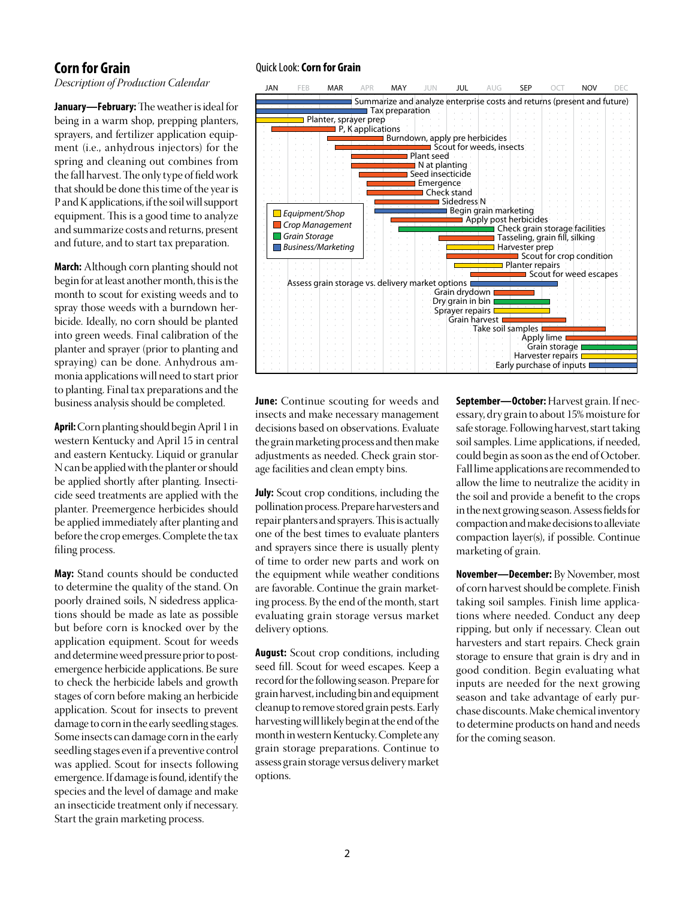## Corn for Grain

*Description of Production Calendar*

**January—February:** The weather is ideal for being in a warm shop, prepping planters, sprayers, and fertilizer application equipment (i.e., anhydrous injectors) for the spring and cleaning out combines from the fall harvest. The only type of field work that should be done this time of the year is P and K applications, if the soil will support equipment. This is a good time to analyze and summarize costs and returns, present and future, and to start tax preparation.

**March:** Although corn planting should not begin for at least another month, this is the month to scout for existing weeds and to spray those weeds with a burndown herbicide. Ideally, no corn should be planted into green weeds. Final calibration of the planter and sprayer (prior to planting and spraying) can be done. Anhydrous ammonia applications will need to start prior to planting. Final tax preparations and the business analysis should be completed.

**April:** Corn planting should begin April 1 in western Kentucky and April 15 in central and eastern Kentucky. Liquid or granular N can be applied with the planter or should be applied shortly after planting. Insecticide seed treatments are applied with the planter. Preemergence herbicides should be applied immediately after planting and before the crop emerges. Complete the tax filing process.

**May:** Stand counts should be conducted to determine the quality of the stand. On poorly drained soils, N sidedress applications should be made as late as possible but before corn is knocked over by the application equipment. Scout for weeds and determine weed pressure prior to postemergence herbicide applications. Be sure to check the herbicide labels and growth stages of corn before making an herbicide application. Scout for insects to prevent damage to corn in the early seedling stages. Some insects can damage corn in the early seedling stages even if a preventive control was applied. Scout for insects following emergence. If damage is found, identify the species and the level of damage and make an insecticide treatment only if necessary. Start the grain marketing process.

Quick Look: **Corn for Grain**

| Activity | Category | Approximate timing |
|---|---|---|
| Summarize and analyze enterprise costs and returns (present and future) | Business/Marketing | JAN–MAR |
| Tax preparation | Business/Marketing | JAN–APR |
| Planter, sprayer prep | Equipment/Shop | JAN–FEB |
| P, K applications | Crop Management | JAN–MAR |
| Burndown, apply pre herbicides | Crop Management | MAR–APR |
| Scout for weeds, insects | Crop Management | MAR–JUN |
| Plant seed | Crop Management | APR–MAY |
| N at planting | Crop Management | APR–MAY |
| Seed insecticide | Crop Management | APR–MAY |
| Emergence | Crop Management | APR–MAY |
| Check stand | Crop Management | APR–MAY |
| Sidedress N | Crop Management | MAY–JUN |
| Begin grain marketing | Business/Marketing | MAY–JUN |
| Apply post herbicides | Crop Management | MAY–JUN |
| Check grain storage facilities | Grain Storage | MAY–AUG |
| Tasseling, grain fill, silking | Crop Management | JUN–AUG |
| Harvester prep | Equipment/Shop | JUL–AUG |
| Scout for crop condition | Crop Management | JUL–SEP |
| Planter repairs | Equipment/Shop | JUL–AUG |
| Scout for weed escapes | Crop Management | JUL–SEP |
| Assess grain storage vs. delivery market options | Business/Marketing | JUL–SEP |
| Grain drydown | Crop Management | AUG–SEP |
| Dry grain in bin | Grain Storage | AUG–SEP |
| Sprayer repairs | Equipment/Shop | AUG–SEP |
| Grain harvest | Crop Management | AUG–OCT |
| Take soil samples | Crop Management | SEP–NOV |
| Apply lime | Crop Management | OCT–DEC |
| Grain storage | Grain Storage | NOV–DEC |
| Harvester repairs | Equipment/Shop | NOV–DEC |
| Early purchase of inputs | Business/Marketing | NOV–DEC |

**June:** Continue scouting for weeds and insects and make necessary management decisions based on observations. Evaluate the grain marketing process and then make adjustments as needed. Check grain storage facilities and clean empty bins.

**July:** Scout crop conditions, including the pollination process. Prepare harvesters and repair planters and sprayers. This is actually one of the best times to evaluate planters and sprayers since there is usually plenty of time to order new parts and work on the equipment while weather conditions are favorable. Continue the grain marketing process. By the end of the month, start evaluating grain storage versus market delivery options.

**August:** Scout crop conditions, including seed fill. Scout for weed escapes. Keep a record for the following season. Prepare for grain harvest, including bin and equipment cleanup to remove stored grain pests. Early harvesting will likely begin at the end of the month in western Kentucky. Complete any grain storage preparations. Continue to assess grain storage versus delivery market options.

**September—October:** Harvest grain. If necessary, dry grain to about 15% moisture for safe storage. Following harvest, start taking soil samples. Lime applications, if needed, could begin as soon as the end of October. Fall lime applications are recommended to allow the lime to neutralize the acidity in the soil and provide a benefit to the crops in the next growing season. Assess fields for compaction and make decisions to alleviate compaction layer(s), if possible. Continue marketing of grain.

**November—December:** By November, most of corn harvest should be complete. Finish taking soil samples. Finish lime applications where needed. Conduct any deep ripping, but only if necessary. Clean out harvesters and start repairs. Check grain storage to ensure that grain is dry and in good condition. Begin evaluating what inputs are needed for the next growing season and take advantage of early purchase discounts. Make chemical inventory to determine products on hand and needs for the coming season.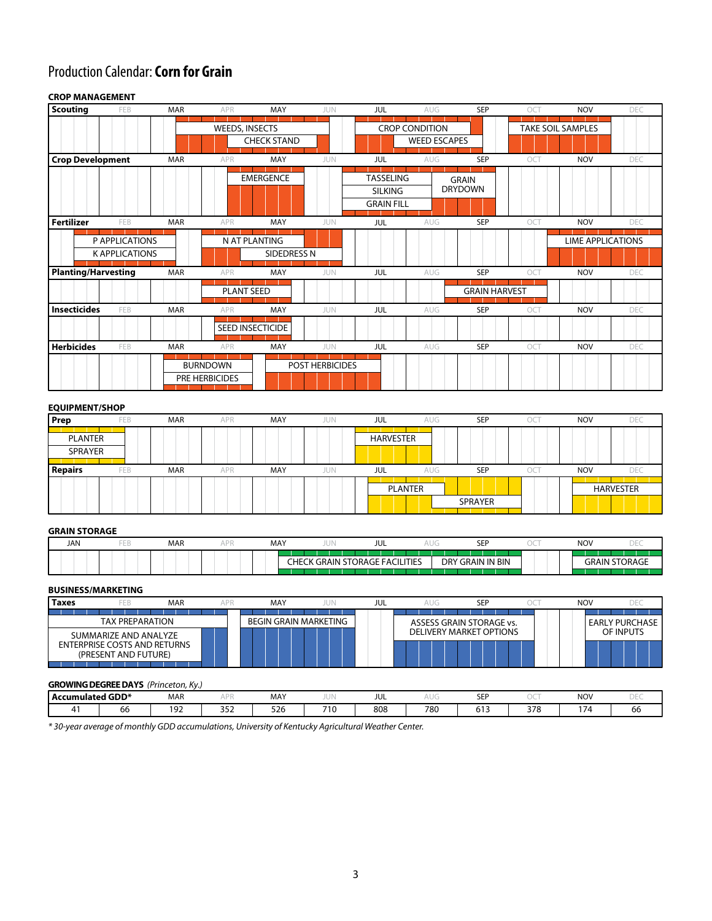# Production Calendar: **Corn for Grain**

## CROP MANAGEMENT

| Category | Activity | Timing |
|---|---|---|
| **Scouting** | WEEDS, INSECTS | MAR–MAY |
| | CHECK STAND | MAY |
| | CROP CONDITION | JUL–AUG |
| | WEED ESCAPES | AUG–SEP |
| | TAKE SOIL SAMPLES | OCT–NOV |
| **Crop Development** | EMERGENCE | MAY |
| | TASSELING | JUL |
| | SILKING | JUL |
| | GRAIN FILL | JUL |
| | GRAIN DRYDOWN | AUG–SEP |
| **Fertilizer** | P APPLICATIONS | FEB–MAR |
| | K APPLICATIONS | FEB–MAR |
| | N AT PLANTING | APR–MAY |
| | SIDEDRESS N | MAY–JUN |
| | LIME APPLICATIONS | NOV–DEC |
| **Planting/Harvesting** | PLANT SEED | APR–MAY |
| | GRAIN HARVEST | SEP–OCT |
| **Insecticides** | SEED INSECTICIDE | APR–MAY |
| **Herbicides** | BURNDOWN | MAR–APR |
| | PRE HERBICIDES | MAR–APR |
| | POST HERBICIDES | MAY–JUL |

## EQUIPMENT/SHOP

| Category | Activity | Timing |
|---|---|---|
| **Prep** | PLANTER | JAN–FEB |
| | SPRAYER | JAN–FEB |
| | HARVESTER | JUL–AUG |
| **Repairs** | PLANTER | JUL–AUG |
| | SPRAYER | AUG–SEP |
| | HARVESTER | NOV–DEC |

## GRAIN STORAGE

| Activity | Timing |
|---|---|
| CHECK GRAIN STORAGE FACILITIES | JUN–JUL |
| DRY GRAIN IN BIN | AUG–SEP |
| GRAIN STORAGE | NOV–DEC |

## BUSINESS/MARKETING

| Category | Activity | Timing |
|---|---|---|
| **Taxes** | TAX PREPARATION | JAN–MAR |
| | SUMMARIZE AND ANALYZE ENTERPRISE COSTS AND RETURNS (PRESENT AND FUTURE) | JAN–MAR |
| | BEGIN GRAIN MARKETING | MAY–JUN |
| | ASSESS GRAIN STORAGE vs. DELIVERY MARKET OPTIONS | AUG–SEP |
| | EARLY PURCHASE OF INPUTS | DEC |

## GROWING DEGREE DAYS *(Princeton, Ky.)*

| Accumulated GDD* | FEB | MAR | APR | MAY | JUN | JUL | AUG | SEP | OCT | NOV | DEC |
|---|---|---|---|---|---|---|---|---|---|---|---|
| 41 | 66 | 192 | 352 | 526 | 710 | 808 | 780 | 613 | 378 | 174 | 66 |

*\* 30-year average of monthly GDD accumulations, University of Kentucky Agricultural Weather Center.*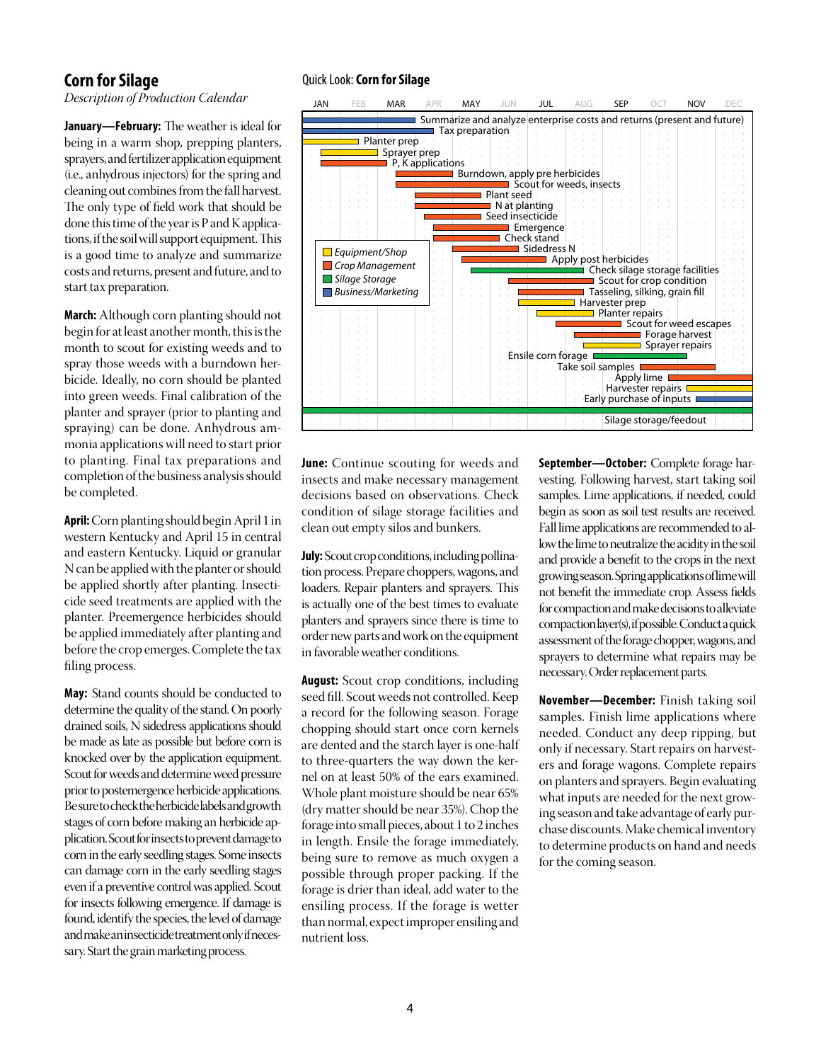## Corn for Silage

*Description of Production Calendar*

**January—February:** The weather is ideal for being in a warm shop, prepping planters, sprayers, and fertilizer application equipment (i.e., anhydrous injectors) for the spring and cleaning out combines from the fall harvest. The only type of field work that should be done this time of the year is P and K applications, if the soil will support equipment. This is a good time to analyze and summarize costs and returns, present and future, and to start tax preparation.

**March:** Although corn planting should not begin for at least another month, this is the month to scout for existing weeds and to spray those weeds with a burndown herbicide. Ideally, no corn should be planted into green weeds. Final calibration of the planter and sprayer (prior to planting and spraying) can be done. Anhydrous ammonia applications will need to start prior to planting. Final tax preparations and completion of the business analysis should be completed.

**April:** Corn planting should begin April 1 in western Kentucky and April 15 in central and eastern Kentucky. Liquid or granular N can be applied with the planter or should be applied shortly after planting. Insecticide seed treatments are applied with the planter. Preemergence herbicides should be applied immediately after planting and before the crop emerges. Complete the tax filing process.

**May:** Stand counts should be conducted to determine the quality of the stand. On poorly drained soils, N sidedress applications should be made as late as possible but before corn is knocked over by the application equipment. Scout for weeds and determine weed pressure prior to postemergence herbicide applications. Be sure to check the herbicide labels and growth stages of corn before making an herbicide application. Scout for insects to prevent damage to corn in the early seedling stages. Some insects can damage corn in the early seedling stages even if a preventive control was applied. Scout for insects following emergence. If damage is found, identify the species, the level of damage and make an insecticide treatment only if necessary. Start the grain marketing process.

### Quick Look: **Corn for Silage**

JAN FEB MAR APR MAY JUN JUL AUG SEP OCT NOV DEC

Legend: Equipment/Shop; Crop Management; Silage Storage; Business/Marketing

- Summarize and analyze enterprise costs and returns (present and future) (Business/Marketing)
- Tax preparation (Business/Marketing)
- Planter prep (Equipment/Shop)
- Sprayer prep (Equipment/Shop)
- P, K applications (Crop Management)
- Burndown, apply pre herbicides (Crop Management)
- Scout for weeds, insects (Crop Management)
- Plant seed (Crop Management)
- N at planting (Crop Management)
- Seed insecticide (Crop Management)
- Emergence (Crop Management)
- Check stand (Crop Management)
- Sidedress N (Crop Management)
- Apply post herbicides (Crop Management)
- Check silage storage facilities (Silage Storage)
- Scout for crop condition (Crop Management)
- Tasseling, silking, grain fill (Crop Management)
- Harvester prep (Equipment/Shop)
- Planter repairs (Equipment/Shop)
- Scout for weed escapes (Crop Management)
- Forage harvest (Crop Management)
- Sprayer repairs (Equipment/Shop)
- Ensile corn forage (Silage Storage)
- Take soil samples (Crop Management)
- Apply lime (Crop Management)
- Harvester repairs (Equipment/Shop)
- Early purchase of inputs (Business/Marketing)
- Silage storage/feedout (Silage Storage)

**June:** Continue scouting for weeds and insects and make necessary management decisions based on observations. Check condition of silage storage facilities and clean out empty silos and bunkers.

**July:** Scout crop conditions, including pollination process. Prepare choppers, wagons, and loaders. Repair planters and sprayers. This is actually one of the best times to evaluate planters and sprayers since there is time to order new parts and work on the equipment in favorable weather conditions.

**August:** Scout crop conditions, including seed fill. Scout weeds not controlled. Keep a record for the following season. Forage chopping should start once corn kernels are dented and the starch layer is one-half to three-quarters the way down the kernel on at least 50% of the ears examined. Whole plant moisture should be near 65% (dry matter should be near 35%). Chop the forage into small pieces, about 1 to 2 inches in length. Ensile the forage immediately, being sure to remove as much oxygen a possible through proper packing. If the forage is drier than ideal, add water to the ensiling process. If the forage is wetter than normal, expect improper ensiling and nutrient loss.

**September—October:** Complete forage harvesting. Following harvest, start taking soil samples. Lime applications, if needed, could begin as soon as soil test results are received. Fall lime applications are recommended to allow the lime to neutralize the acidity in the soil and provide a benefit to the crops in the next growing season. Spring applications of lime will not benefit the immediate crop. Assess fields for compaction and make decisions to alleviate compaction layer(s), if possible. Conduct a quick assessment of the forage chopper, wagons, and sprayers to determine what repairs may be necessary. Order replacement parts.

**November—December:** Finish taking soil samples. Finish lime applications where needed. Conduct any deep ripping, but only if necessary. Start repairs on harvesters and forage wagons. Complete repairs on planters and sprayers. Begin evaluating what inputs are needed for the next growing season and take advantage of early purchase discounts. Make chemical inventory to determine products on hand and needs for the coming season.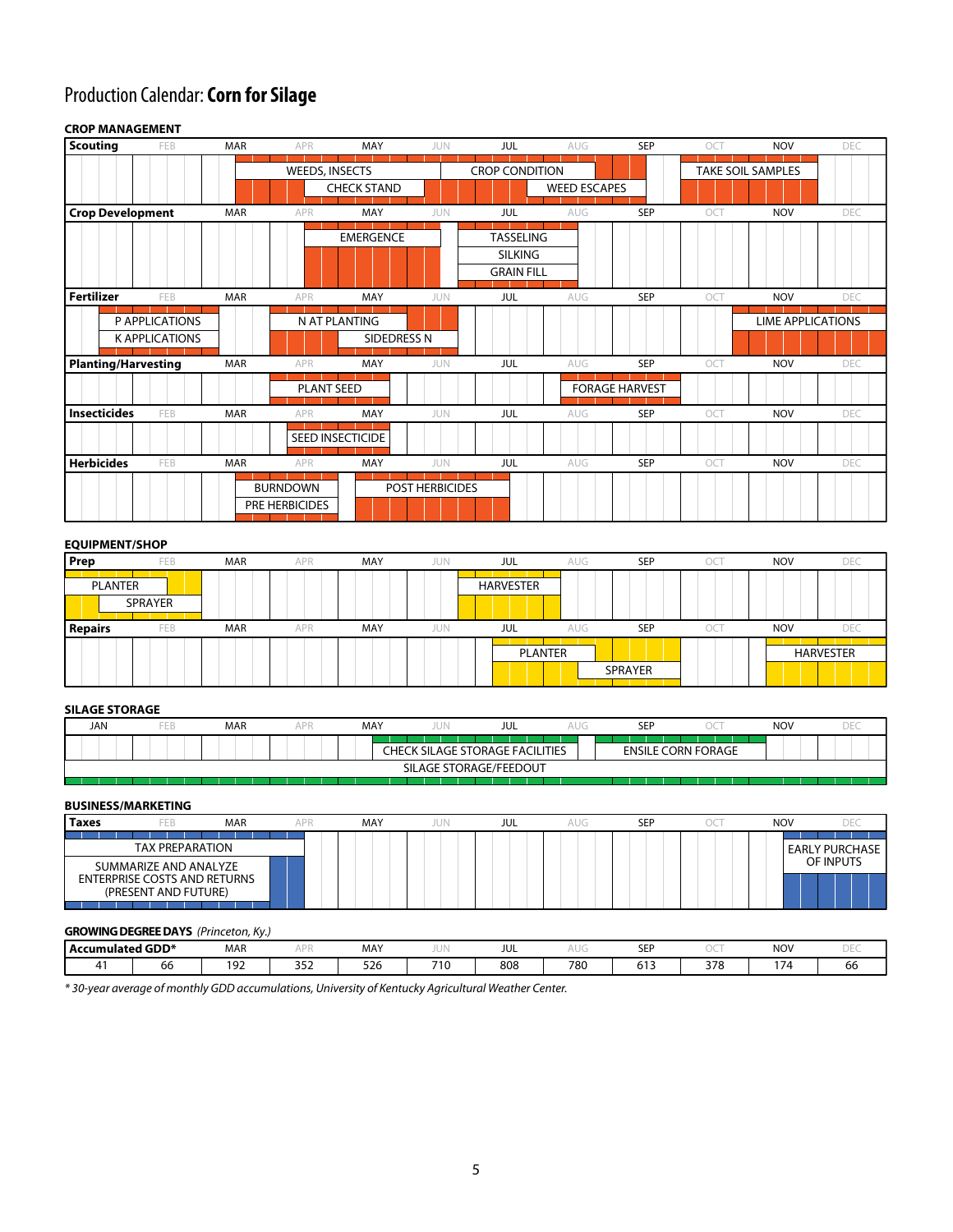# Production Calendar: **Corn for Silage**

### CROP MANAGEMENT

**Scouting** (JAN–DEC)

- WEEDS, INSECTS
- CHECK STAND
- CROP CONDITION
- WEED ESCAPES
- TAKE SOIL SAMPLES

**Crop Development**

- EMERGENCE
- TASSELING
- SILKING
- GRAIN FILL

**Fertilizer**

- P APPLICATIONS
- K APPLICATIONS
- N AT PLANTING
- SIDEDRESS N
- LIME APPLICATIONS

**Planting/Harvesting**

- PLANT SEED
- FORAGE HARVEST

**Insecticides**

- SEED INSECTICIDE

**Herbicides**

- BURNDOWN
- PRE HERBICIDES
- POST HERBICIDES

### EQUIPMENT/SHOP

**Prep**

- PLANTER
- SPRAYER
- HARVESTER

**Repairs**

- PLANTER
- SPRAYER
- HARVESTER

### SILAGE STORAGE

- CHECK SILAGE STORAGE FACILITIES
- ENSILE CORN FORAGE
- SILAGE STORAGE/FEEDOUT

### BUSINESS/MARKETING

**Taxes**

- TAX PREPARATION
- SUMMARIZE AND ANALYZE ENTERPRISE COSTS AND RETURNS (PRESENT AND FUTURE)
- EARLY PURCHASE OF INPUTS

### GROWING DEGREE DAYS *(Princeton, Ky.)*

| Accumulated GDD* | | MAR | APR | MAY | JUN | JUL | AUG | SEP | OCT | NOV | DEC |
|---|---|---|---|---|---|---|---|---|---|---|---|
| 41 | 66 | 192 | 352 | 526 | 710 | 808 | 780 | 613 | 378 | 174 | 66 |

*\* 30-year average of monthly GDD accumulations, University of Kentucky Agricultural Weather Center.*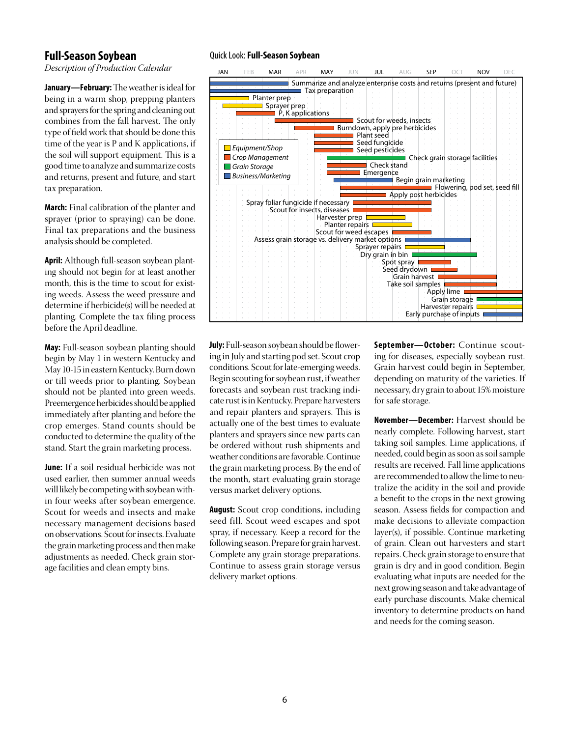## Full-Season Soybean

*Description of Production Calendar*

**January—February:** The weather is ideal for being in a warm shop, prepping planters and sprayers for the spring and cleaning out combines from the fall harvest. The only type of field work that should be done this time of the year is P and K applications, if the soil will support equipment. This is a good time to analyze and summarize costs and returns, present and future, and start tax preparation.

**March:** Final calibration of the planter and sprayer (prior to spraying) can be done. Final tax preparations and the business analysis should be completed.

**April:** Although full-season soybean planting should not begin for at least another month, this is the time to scout for existing weeds. Assess the weed pressure and determine if herbicide(s) will be needed at planting. Complete the tax filing process before the April deadline.

**May:** Full-season soybean planting should begin by May 1 in western Kentucky and May 10-15 in eastern Kentucky. Burn down or till weeds prior to planting. Soybean should not be planted into green weeds. Preemergence herbicides should be applied immediately after planting and before the crop emerges. Stand counts should be conducted to determine the quality of the stand. Start the grain marketing process.

**June:** If a soil residual herbicide was not used earlier, then summer annual weeds will likely be competing with soybean within four weeks after soybean emergence. Scout for weeds and insects and make necessary management decisions based on observations. Scout for insects. Evaluate the grain marketing process and then make adjustments as needed. Check grain storage facilities and clean empty bins.

### Quick Look: **Full-Season Soybean**

(JAN FEB MAR APR MAY JUN JUL AUG SEP OCT NOV DEC)

Legend: Equipment/Shop; Crop Management; Grain Storage; Business/Marketing

| Activity | Category |
|---|---|
| Summarize and analyze enterprise costs and returns (present and future) | Business/Marketing |
| Tax preparation | Business/Marketing |
| Planter prep | Equipment/Shop |
| Sprayer prep | Equipment/Shop |
| P, K applications | Crop Management |
| Scout for weeds, insects | Crop Management |
| Burndown, apply pre herbicides | Crop Management |
| Plant seed | Crop Management |
| Seed fungicide | Crop Management |
| Seed pesticides | Crop Management |
| Check grain storage facilities | Grain Storage |
| Check stand | Crop Management |
| Emergence | Crop Management |
| Begin grain marketing | Business/Marketing |
| Flowering, pod set, seed fill | Crop Management |
| Apply post herbicides | Crop Management |
| Spray foliar fungicide if necessary | Crop Management |
| Scout for insects, diseases | Crop Management |
| Harvester prep | Equipment/Shop |
| Planter repairs | Equipment/Shop |
| Scout for weed escapes | Crop Management |
| Assess grain storage vs. delivery market options | Business/Marketing |
| Sprayer repairs | Equipment/Shop |
| Dry grain in bin | Grain Storage |
| Spot spray | Crop Management |
| Seed drydown | Crop Management |
| Grain harvest | Crop Management |
| Take soil samples | Crop Management |
| Apply lime | Crop Management |
| Grain storage | Grain Storage |
| Harvester repairs | Equipment/Shop |
| Early purchase of inputs | Business/Marketing |

**July:** Full-season soybean should be flowering in July and starting pod set. Scout crop conditions. Scout for late-emerging weeds. Begin scouting for soybean rust, if weather forecasts and soybean rust tracking indicate rust is in Kentucky. Prepare harvesters and repair planters and sprayers. This is actually one of the best times to evaluate planters and sprayers since new parts can be ordered without rush shipments and weather conditions are favorable. Continue the grain marketing process. By the end of the month, start evaluating grain storage versus market delivery options.

**August:** Scout crop conditions, including seed fill. Scout weed escapes and spot spray, if necessary. Keep a record for the following season. Prepare for grain harvest. Complete any grain storage preparations. Continue to assess grain storage versus delivery market options.

**September—October:** Continue scouting for diseases, especially soybean rust. Grain harvest could begin in September, depending on maturity of the varieties. If necessary, dry grain to about 15% moisture for safe storage.

**November—December:** Harvest should be nearly complete. Following harvest, start taking soil samples. Lime applications, if needed, could begin as soon as soil sample results are received. Fall lime applications are recommended to allow the lime to neutralize the acidity in the soil and provide a benefit to the crops in the next growing season. Assess fields for compaction and make decisions to alleviate compaction layer(s), if possible. Continue marketing of grain. Clean out harvesters and start repairs. Check grain storage to ensure that grain is dry and in good condition. Begin evaluating what inputs are needed for the next growing season and take advantage of early purchase discounts. Make chemical inventory to determine products on hand and needs for the coming season.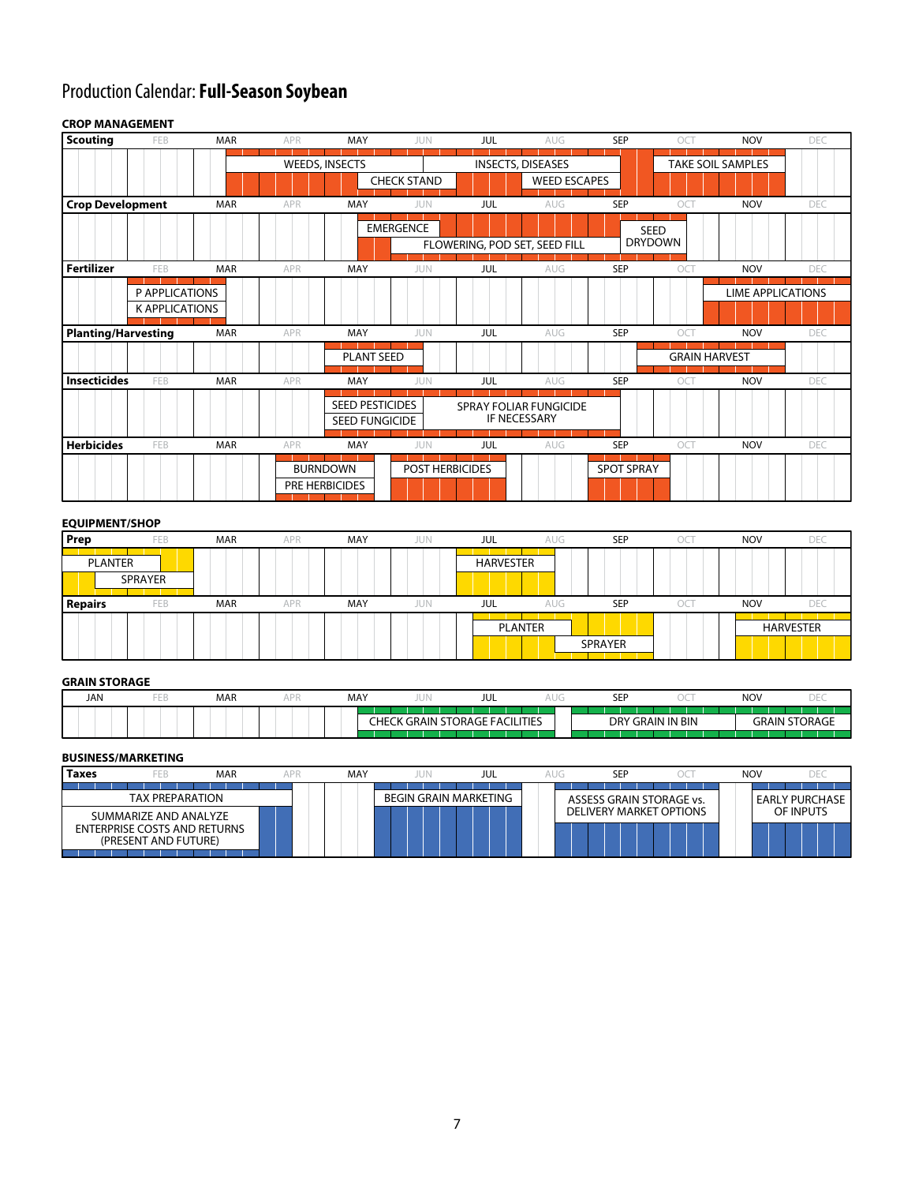# Production Calendar: **Full-Season Soybean**

## CROP MANAGEMENT

| Activity | JAN | FEB | MAR | APR | MAY | JUN | JUL | AUG | SEP | OCT | NOV | DEC |
|---|---|---|---|---|---|---|---|---|---|---|---|---|
| **Scouting** | | | | | | | | | | | | |
| WEEDS, INSECTS | | | X | X | X | | | | | | | |
| CHECK STAND | | | | | X | X | | | | | | |
| INSECTS, DISEASES | | | | | | X | X | X | X | | | |
| WEED ESCAPES | | | | | | | | X | X | | | |
| TAKE SOIL SAMPLES | | | | | | | | | | X | X | |
| **Crop Development** | | | | | | | | | | | | |
| EMERGENCE | | | | | X | X | | | | | | |
| FLOWERING, POD SET, SEED FILL | | | | | | X | X | X | X | | | |
| SEED DRYDOWN | | | | | | | | | X | X | | |
| **Fertilizer** | | | | | | | | | | | | |
| P APPLICATIONS | | X | X | | | | | | | | | |
| K APPLICATIONS | | X | X | | | | | | | | | |
| LIME APPLICATIONS | | | | | | | | | | | X | X |
| **Planting/Harvesting** | | | | | | | | | | | | |
| PLANT SEED | | | | | X | X | | | | | | |
| GRAIN HARVEST | | | | | | | | | X | X | X | |
| **Insecticides** | | | | | | | | | | | | |
| SEED PESTICIDES | | | | | X | X | | | | | | |
| SEED FUNGICIDE | | | | | X | X | | | | | | |
| SPRAY FOLIAR FUNGICIDE IF NECESSARY | | | | | | X | X | X | | | | |
| **Herbicides** | | | | | | | | | | | | |
| BURNDOWN | | | | X | X | | | | | | | |
| PRE HERBICIDES | | | | X | X | | | | | | | |
| POST HERBICIDES | | | | | | X | X | | | | | |
| SPOT SPRAY | | | | | | | | | X | | | |

## EQUIPMENT/SHOP

| Activity | JAN | FEB | MAR | APR | MAY | JUN | JUL | AUG | SEP | OCT | NOV | DEC |
|---|---|---|---|---|---|---|---|---|---|---|---|---|
| **Prep** | | | | | | | | | | | | |
| PLANTER | X | X | | | | | | | | | | |
| SPRAYER | X | X | | | | | | | | | | |
| HARVESTER | | | | | | | X | X | | | | |
| **Repairs** | | | | | | | | | | | | |
| PLANTER | | | | | | | X | X | | | | |
| SPRAYER | | | | | | | | X | X | | | |
| HARVESTER | | | | | | | | | | | X | X |

## GRAIN STORAGE

| Activity | JAN | FEB | MAR | APR | MAY | JUN | JUL | AUG | SEP | OCT | NOV | DEC |
|---|---|---|---|---|---|---|---|---|---|---|---|---|
| CHECK GRAIN STORAGE FACILITIES | | | | | X | X | X | X | | | | |
| DRY GRAIN IN BIN | | | | | | | | | X | X | | |
| GRAIN STORAGE | | | | | | | | | | | X | X |

## BUSINESS/MARKETING

| Activity | JAN | FEB | MAR | APR | MAY | JUN | JUL | AUG | SEP | OCT | NOV | DEC |
|---|---|---|---|---|---|---|---|---|---|---|---|---|
| **Taxes** | | | | | | | | | | | | |
| TAX PREPARATION | X | X | X | X | | | | | | | | |
| SUMMARIZE AND ANALYZE ENTERPRISE COSTS AND RETURNS (PRESENT AND FUTURE) | X | X | X | X | | | | | | | | |
| BEGIN GRAIN MARKETING | | | | | | X | X | X | | | | |
| ASSESS GRAIN STORAGE vs. DELIVERY MARKET OPTIONS | | | | | | | | X | X | X | | |
| EARLY PURCHASE OF INPUTS | | | | | | | | | | | X | X |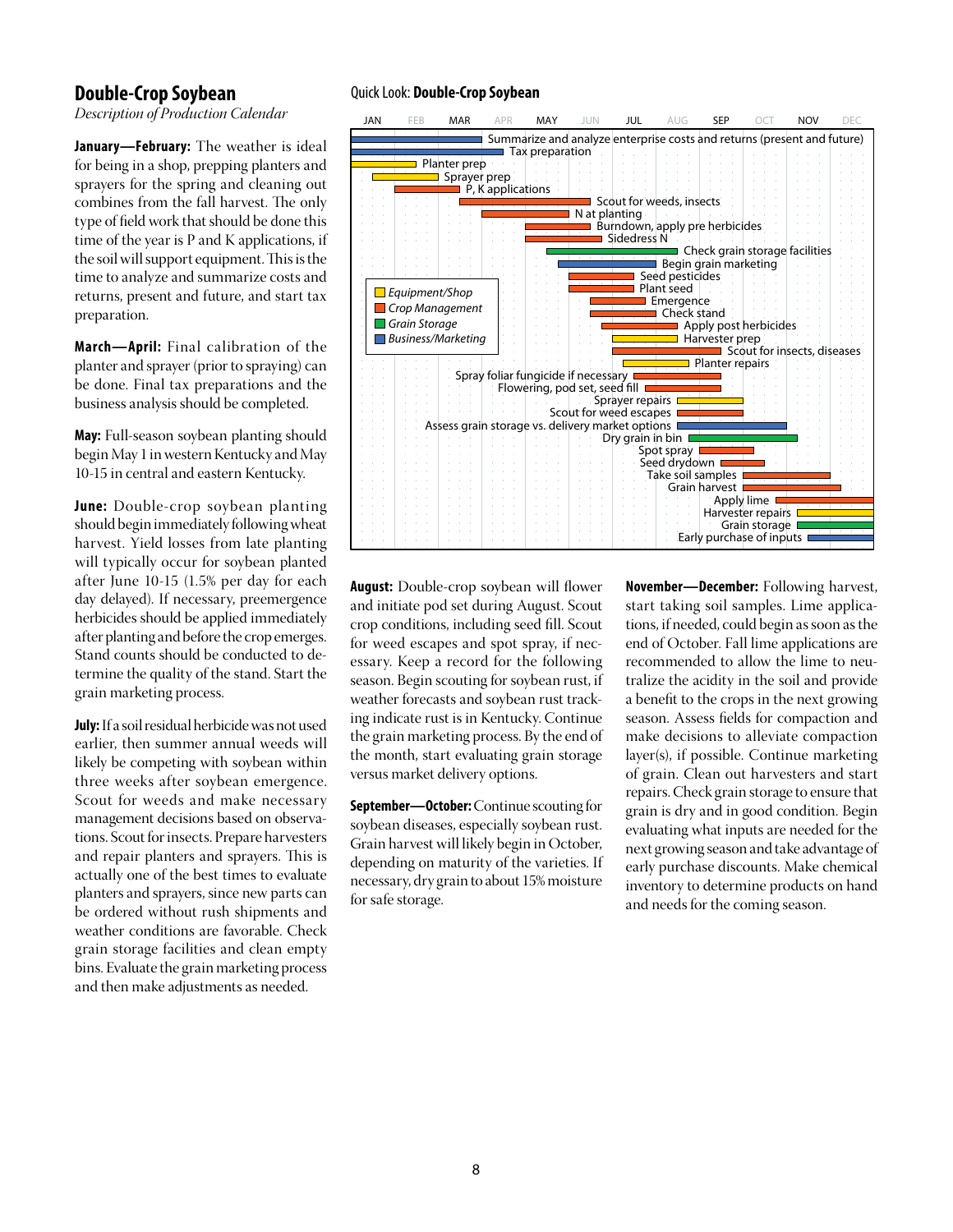# Double-Crop Soybean

*Description of Production Calendar*

**January—February:** The weather is ideal for being in a shop, prepping planters and sprayers for the spring and cleaning out combines from the fall harvest. The only type of field work that should be done this time of the year is P and K applications, if the soil will support equipment. This is the time to analyze and summarize costs and returns, present and future, and start tax preparation.

**March—April:** Final calibration of the planter and sprayer (prior to spraying) can be done. Final tax preparations and the business analysis should be completed.

**May:** Full-season soybean planting should begin May 1 in western Kentucky and May 10-15 in central and eastern Kentucky.

**June:** Double-crop soybean planting should begin immediately following wheat harvest. Yield losses from late planting will typically occur for soybean planted after June 10-15 (1.5% per day for each day delayed). If necessary, preemergence herbicides should be applied immediately after planting and before the crop emerges. Stand counts should be conducted to determine the quality of the stand. Start the grain marketing process.

**July:** If a soil residual herbicide was not used earlier, then summer annual weeds will likely be competing with soybean within three weeks after soybean emergence. Scout for weeds and make necessary management decisions based on observations. Scout for insects. Prepare harvesters and repair planters and sprayers. This is actually one of the best times to evaluate planters and sprayers, since new parts can be ordered without rush shipments and weather conditions are favorable. Check grain storage facilities and clean empty bins. Evaluate the grain marketing process and then make adjustments as needed.

## Quick Look: **Double-Crop Soybean**

JAN FEB MAR APR MAY JUN JUL AUG SEP OCT NOV DEC

Legend: Equipment/Shop; Crop Management; Grain Storage; Business/Marketing

- Summarize and analyze enterprise costs and returns (present and future)
- Tax preparation
- Planter prep
- Sprayer prep
- P, K applications
- Scout for weeds, insects
- N at planting
- Burndown, apply pre herbicides
- Sidedress N
- Check grain storage facilities
- Begin grain marketing
- Seed pesticides
- Plant seed
- Emergence
- Check stand
- Apply post herbicides
- Harvester prep
- Scout for insects, diseases
- Planter repairs
- Spray foliar fungicide if necessary
- Flowering, pod set, seed fill
- Sprayer repairs
- Scout for weed escapes
- Assess grain storage vs. delivery market options
- Dry grain in bin
- Spot spray
- Seed drydown
- Take soil samples
- Grain harvest
- Apply lime
- Harvester repairs
- Grain storage
- Early purchase of inputs

**August:** Double-crop soybean will flower and initiate pod set during August. Scout crop conditions, including seed fill. Scout for weed escapes and spot spray, if necessary. Keep a record for the following season. Begin scouting for soybean rust, if weather forecasts and soybean rust tracking indicate rust is in Kentucky. Continue the grain marketing process. By the end of the month, start evaluating grain storage versus market delivery options.

**September—October:** Continue scouting for soybean diseases, especially soybean rust. Grain harvest will likely begin in October, depending on maturity of the varieties. If necessary, dry grain to about 15% moisture for safe storage.

**November—December:** Following harvest, start taking soil samples. Lime applications, if needed, could begin as soon as the end of October. Fall lime applications are recommended to allow the lime to neutralize the acidity in the soil and provide a benefit to the crops in the next growing season. Assess fields for compaction and make decisions to alleviate compaction layer(s), if possible. Continue marketing of grain. Clean out harvesters and start repairs. Check grain storage to ensure that grain is dry and in good condition. Begin evaluating what inputs are needed for the next growing season and take advantage of early purchase discounts. Make chemical inventory to determine products on hand and needs for the coming season.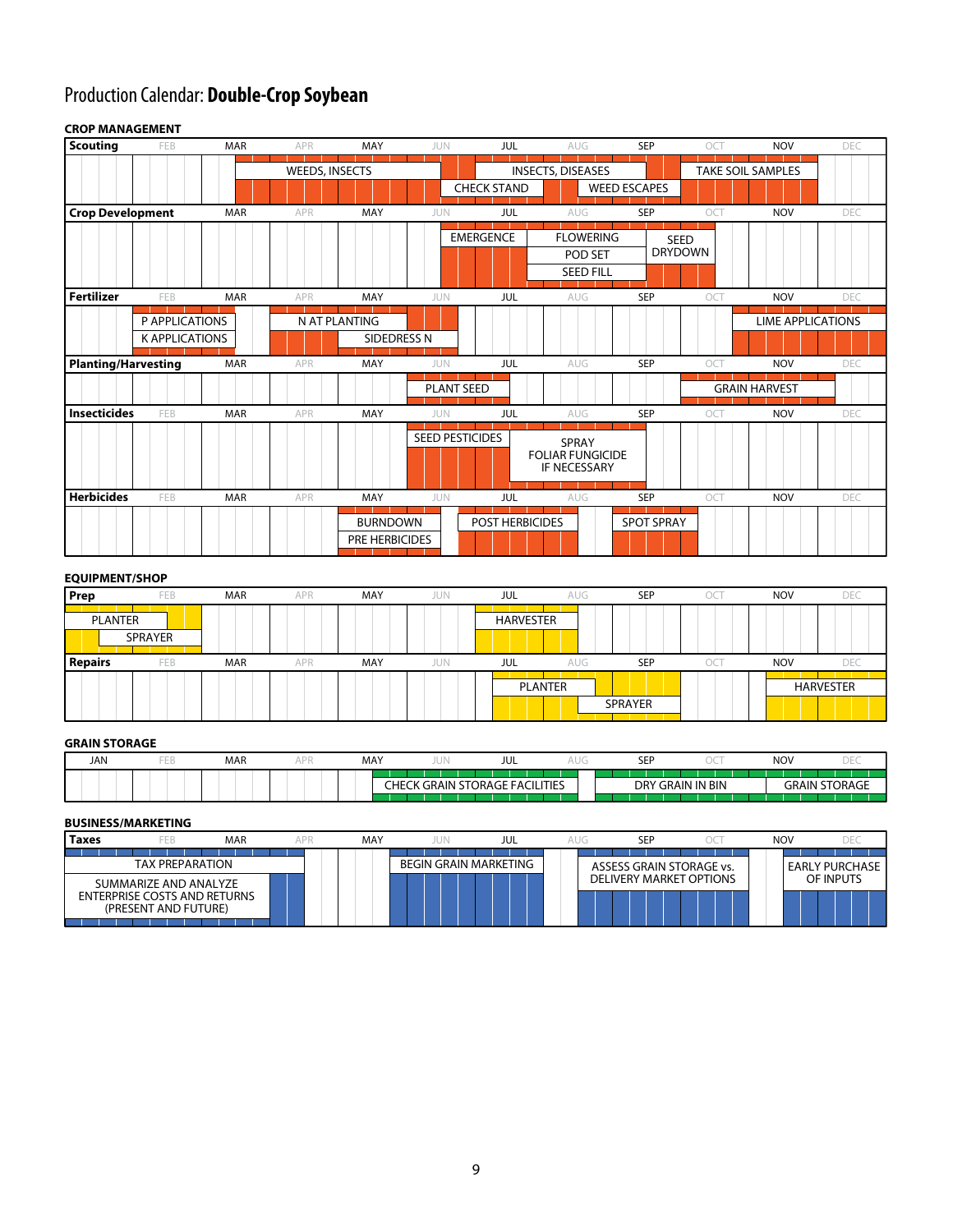# Production Calendar: **Double-Crop Soybean**

## CROP MANAGEMENT

| Category | Activity | Months |
|---|---|---|
| Scouting | WEEDS, INSECTS | MAR–JUN |
| Scouting | CHECK STAND | JUN–JUL |
| Scouting | INSECTS, DISEASES | JUL–AUG |
| Scouting | WEED ESCAPES | AUG–SEP |
| Scouting | TAKE SOIL SAMPLES | OCT–NOV |
| Crop Development | EMERGENCE | JUN–JUL |
| Crop Development | FLOWERING | JUL–AUG |
| Crop Development | POD SET | JUL–AUG |
| Crop Development | SEED FILL | JUL–AUG |
| Crop Development | SEED DRYDOWN | SEP–OCT |
| Fertilizer | P APPLICATIONS | FEB–MAR |
| Fertilizer | K APPLICATIONS | FEB–MAR |
| Fertilizer | N AT PLANTING | APR–MAY |
| Fertilizer | SIDEDRESS N | MAY–JUN |
| Fertilizer | LIME APPLICATIONS | NOV–DEC |
| Planting/Harvesting | PLANT SEED | JUN–JUL |
| Planting/Harvesting | GRAIN HARVEST | OCT–NOV |
| Insecticides | SEED PESTICIDES | JUN–JUL |
| Insecticides | SPRAY FOLIAR FUNGICIDE IF NECESSARY | JUL–SEP |
| Herbicides | BURNDOWN | MAY–JUN |
| Herbicides | PRE HERBICIDES | MAY–JUN |
| Herbicides | POST HERBICIDES | JUN–AUG |
| Herbicides | SPOT SPRAY | SEP |

## EQUIPMENT/SHOP

| Category | Activity | Months |
|---|---|---|
| Prep | PLANTER | JAN–FEB |
| Prep | SPRAYER | JAN–FEB |
| Prep | HARVESTER | JUL |
| Repairs | PLANTER | JUL–SEP |
| Repairs | SPRAYER | AUG–SEP |
| Repairs | HARVESTER | NOV–DEC |

## GRAIN STORAGE

| Activity | Months |
|---|---|
| CHECK GRAIN STORAGE FACILITIES | MAY–AUG |
| DRY GRAIN IN BIN | AUG–OCT |
| GRAIN STORAGE | NOV–DEC |

## BUSINESS/MARKETING

| Category | Activity | Months |
|---|---|---|
| Taxes | TAX PREPARATION | JAN–MAR |
| Taxes | SUMMARIZE AND ANALYZE ENTERPRISE COSTS AND RETURNS (PRESENT AND FUTURE) | JAN–MAR |
| Taxes | BEGIN GRAIN MARKETING | JUN–JUL |
| Taxes | ASSESS GRAIN STORAGE vs. DELIVERY MARKET OPTIONS | AUG–OCT |
| Taxes | EARLY PURCHASE OF INPUTS | NOV–DEC |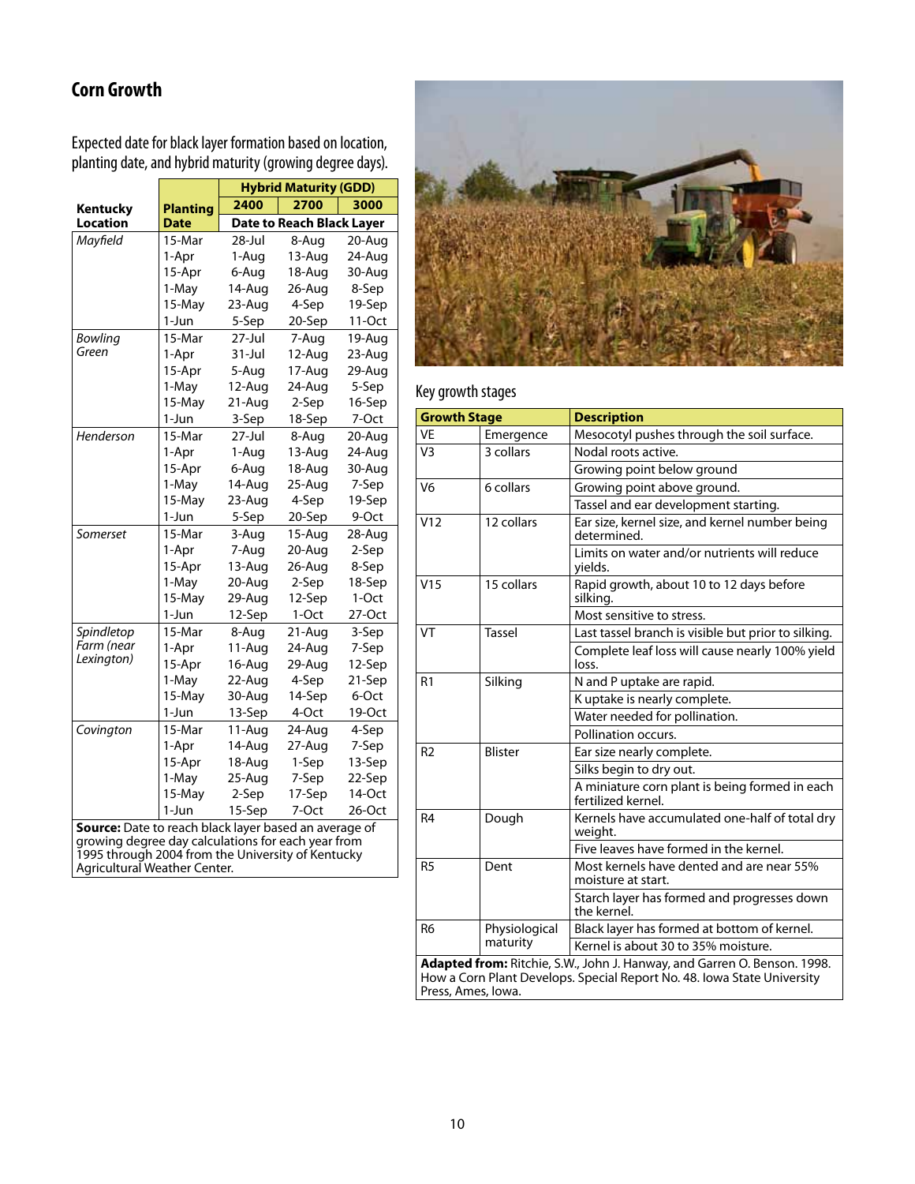## Corn Growth

Expected date for black layer formation based on location, planting date, and hybrid maturity (growing degree days).

| Kentucky Location | Planting Date | Hybrid Maturity (GDD) 2400 | 2700 | 3000 |
|---|---|---|---|---|
| | | Date to Reach Black Layer | | |
| *Mayfield* | 15-Mar | 28-Jul | 8-Aug | 20-Aug |
| | 1-Apr | 1-Aug | 13-Aug | 24-Aug |
| | 15-Apr | 6-Aug | 18-Aug | 30-Aug |
| | 1-May | 14-Aug | 26-Aug | 8-Sep |
| | 15-May | 23-Aug | 4-Sep | 19-Sep |
| | 1-Jun | 5-Sep | 20-Sep | 11-Oct |
| *Bowling Green* | 15-Mar | 27-Jul | 7-Aug | 19-Aug |
| | 1-Apr | 31-Jul | 12-Aug | 23-Aug |
| | 15-Apr | 5-Aug | 17-Aug | 29-Aug |
| | 1-May | 12-Aug | 24-Aug | 5-Sep |
| | 15-May | 21-Aug | 2-Sep | 16-Sep |
| | 1-Jun | 3-Sep | 18-Sep | 7-Oct |
| *Henderson* | 15-Mar | 27-Jul | 8-Aug | 20-Aug |
| | 1-Apr | 1-Aug | 13-Aug | 24-Aug |
| | 15-Apr | 6-Aug | 18-Aug | 30-Aug |
| | 1-May | 14-Aug | 25-Aug | 7-Sep |
| | 15-May | 23-Aug | 4-Sep | 19-Sep |
| | 1-Jun | 5-Sep | 20-Sep | 9-Oct |
| *Somerset* | 15-Mar | 3-Aug | 15-Aug | 28-Aug |
| | 1-Apr | 7-Aug | 20-Aug | 2-Sep |
| | 15-Apr | 13-Aug | 26-Aug | 8-Sep |
| | 1-May | 20-Aug | 2-Sep | 18-Sep |
| | 15-May | 29-Aug | 12-Sep | 1-Oct |
| | 1-Jun | 12-Sep | 1-Oct | 27-Oct |
| *Spindletop Farm (near Lexington)* | 15-Mar | 8-Aug | 21-Aug | 3-Sep |
| | 1-Apr | 11-Aug | 24-Aug | 7-Sep |
| | 15-Apr | 16-Aug | 29-Aug | 12-Sep |
| | 1-May | 22-Aug | 4-Sep | 21-Sep |
| | 15-May | 30-Aug | 14-Sep | 6-Oct |
| | 1-Jun | 13-Sep | 4-Oct | 19-Oct |
| *Covington* | 15-Mar | 11-Aug | 24-Aug | 4-Sep |
| | 1-Apr | 14-Aug | 27-Aug | 7-Sep |
| | 15-Apr | 18-Aug | 1-Sep | 13-Sep |
| | 1-May | 25-Aug | 7-Sep | 22-Sep |
| | 15-May | 2-Sep | 17-Sep | 14-Oct |
| | 1-Jun | 15-Sep | 7-Oct | 26-Oct |

**Source:** Date to reach black layer based an average of growing degree day calculations for each year from 1995 through 2004 from the University of Kentucky Agricultural Weather Center.

### Key growth stages

| Growth Stage | | Description |
|---|---|---|
| VE | Emergence | Mesocotyl pushes through the soil surface. |
| V3 | 3 collars | Nodal roots active. |
| | | Growing point below ground |
| V6 | 6 collars | Growing point above ground. |
| | | Tassel and ear development starting. |
| V12 | 12 collars | Ear size, kernel size, and kernel number being determined. |
| | | Limits on water and/or nutrients will reduce yields. |
| V15 | 15 collars | Rapid growth, about 10 to 12 days before silking. |
| | | Most sensitive to stress. |
| VT | Tassel | Last tassel branch is visible but prior to silking. |
| | | Complete leaf loss will cause nearly 100% yield loss. |
| R1 | Silking | N and P uptake are rapid. |
| | | K uptake is nearly complete. |
| | | Water needed for pollination. |
| | | Pollination occurs. |
| R2 | Blister | Ear size nearly complete. |
| | | Silks begin to dry out. |
| | | A miniature corn plant is being formed in each fertilized kernel. |
| R4 | Dough | Kernels have accumulated one-half of total dry weight. |
| | | Five leaves have formed in the kernel. |
| R5 | Dent | Most kernels have dented and are near 55% moisture at start. |
| | | Starch layer has formed and progresses down the kernel. |
| R6 | Physiological maturity | Black layer has formed at bottom of kernel. |
| | | Kernel is about 30 to 35% moisture. |

**Adapted from:** Ritchie, S.W., John J. Hanway, and Garren O. Benson. 1998. How a Corn Plant Develops. Special Report No. 48. Iowa State University Press, Ames, Iowa.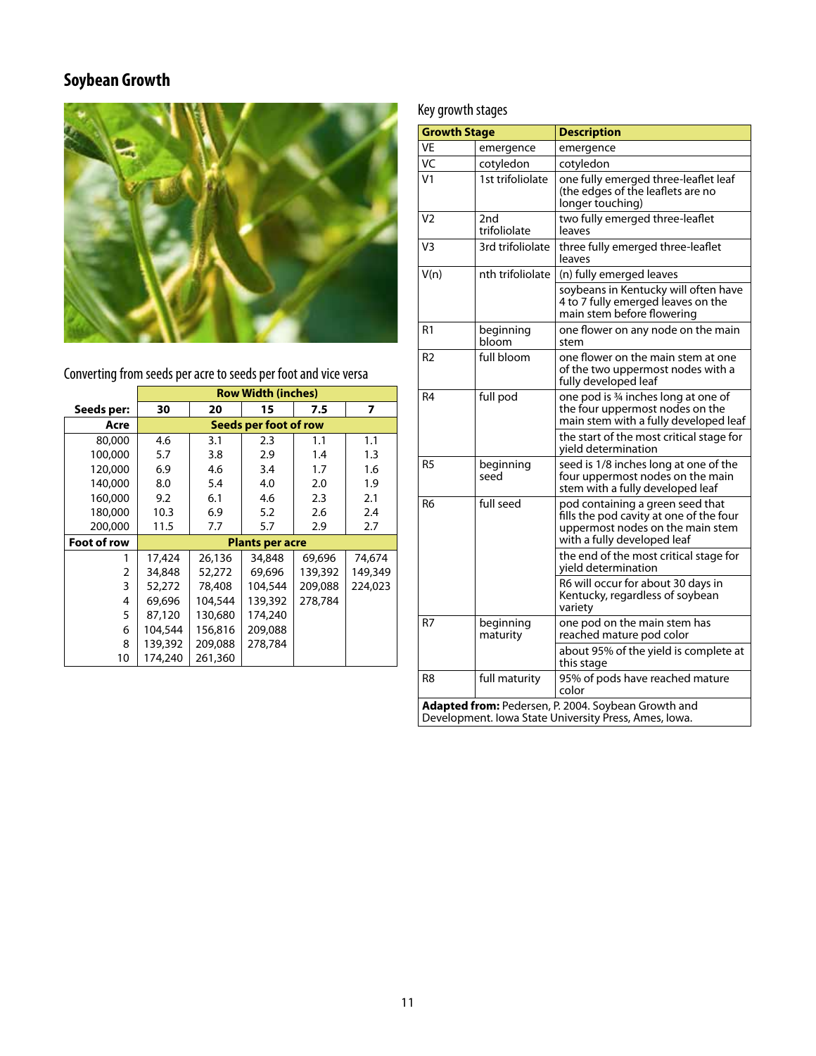# Soybean Growth

## Converting from seeds per acre to seeds per foot and vice versa

| | Row Width (inches) | | | | |
|---|---|---|---|---|---|
| **Seeds per:** | **30** | **20** | **15** | **7.5** | **7** |
| **Acre** | **Seeds per foot of row** | | | | |
| 80,000 | 4.6 | 3.1 | 2.3 | 1.1 | 1.1 |
| 100,000 | 5.7 | 3.8 | 2.9 | 1.4 | 1.3 |
| 120,000 | 6.9 | 4.6 | 3.4 | 1.7 | 1.6 |
| 140,000 | 8.0 | 5.4 | 4.0 | 2.0 | 1.9 |
| 160,000 | 9.2 | 6.1 | 4.6 | 2.3 | 2.1 |
| 180,000 | 10.3 | 6.9 | 5.2 | 2.6 | 2.4 |
| 200,000 | 11.5 | 7.7 | 5.7 | 2.9 | 2.7 |
| **Foot of row** | **Plants per acre** | | | | |
| 1 | 17,424 | 26,136 | 34,848 | 69,696 | 74,674 |
| 2 | 34,848 | 52,272 | 69,696 | 139,392 | 149,349 |
| 3 | 52,272 | 78,408 | 104,544 | 209,088 | 224,023 |
| 4 | 69,696 | 104,544 | 139,392 | 278,784 | |
| 5 | 87,120 | 130,680 | 174,240 | | |
| 6 | 104,544 | 156,816 | 209,088 | | |
| 8 | 139,392 | 209,088 | 278,784 | | |
| 10 | 174,240 | 261,360 | | | |

## Key growth stages

| Growth Stage | | Description |
|---|---|---|
| VE | emergence | emergence |
| VC | cotyledon | cotyledon |
| V1 | 1st trifoliolate | one fully emerged three-leaflet leaf (the edges of the leaflets are no longer touching) |
| V2 | 2nd trifoliolate | two fully emerged three-leaflet leaves |
| V3 | 3rd trifoliolate | three fully emerged three-leaflet leaves |
| V(n) | nth trifoliolate | (n) fully emerged leaves |
| | | soybeans in Kentucky will often have 4 to 7 fully emerged leaves on the main stem before flowering |
| R1 | beginning bloom | one flower on any node on the main stem |
| R2 | full bloom | one flower on the main stem at one of the two uppermost nodes with a fully developed leaf |
| R4 | full pod | one pod is ¾ inches long at one of the four uppermost nodes on the main stem with a fully developed leaf |
| | | the start of the most critical stage for yield determination |
| R5 | beginning seed | seed is 1/8 inches long at one of the four uppermost nodes on the main stem with a fully developed leaf |
| R6 | full seed | pod containing a green seed that fills the pod cavity at one of the four uppermost nodes on the main stem with a fully developed leaf |
| | | the end of the most critical stage for yield determination |
| | | R6 will occur for about 30 days in Kentucky, regardless of soybean variety |
| R7 | beginning maturity | one pod on the main stem has reached mature pod color |
| | | about 95% of the yield is complete at this stage |
| R8 | full maturity | 95% of pods have reached mature color |

**Adapted from:** Pedersen, P. 2004. Soybean Growth and Development. Iowa State University Press, Ames, Iowa.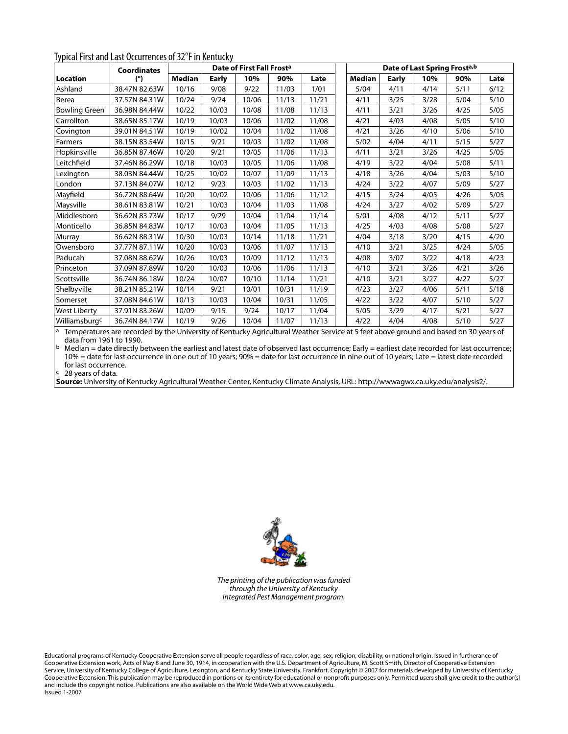Typical First and Last Occurrences of 32°F in Kentucky

| Location | Coordinates (°) | Date of First Fall Frost[a] | | | | | Date of Last Spring Frost[a,b] | | | | |
|---|---|---|---|---|---|---|---|---|---|---|---|
| | | Median | Early | 10% | 90% | Late | Median | Early | 10% | 90% | Late |
| Ashland | 38.47N 82.63W | 10/16 | 9/08 | 9/22 | 11/03 | 1/01 | 5/04 | 4/11 | 4/14 | 5/11 | 6/12 |
| Berea | 37.57N 84.31W | 10/24 | 9/24 | 10/06 | 11/13 | 11/21 | 4/11 | 3/25 | 3/28 | 5/04 | 5/10 |
| Bowling Green | 36.98N 84.44W | 10/22 | 10/03 | 10/08 | 11/08 | 11/13 | 4/11 | 3/21 | 3/26 | 4/25 | 5/05 |
| Carrollton | 38.65N 85.17W | 10/19 | 10/03 | 10/06 | 11/02 | 11/08 | 4/21 | 4/03 | 4/08 | 5/05 | 5/10 |
| Covington | 39.01N 84.51W | 10/19 | 10/02 | 10/04 | 11/02 | 11/08 | 4/21 | 3/26 | 4/10 | 5/06 | 5/10 |
| Farmers | 38.15N 83.54W | 10/15 | 9/21 | 10/03 | 11/02 | 11/08 | 5/02 | 4/04 | 4/11 | 5/15 | 5/27 |
| Hopkinsville | 36.85N 87.46W | 10/20 | 9/21 | 10/05 | 11/06 | 11/13 | 4/11 | 3/21 | 3/26 | 4/25 | 5/05 |
| Leitchfield | 37.46N 86.29W | 10/18 | 10/03 | 10/05 | 11/06 | 11/08 | 4/19 | 3/22 | 4/04 | 5/08 | 5/11 |
| Lexington | 38.03N 84.44W | 10/25 | 10/02 | 10/07 | 11/09 | 11/13 | 4/18 | 3/26 | 4/04 | 5/03 | 5/10 |
| London | 37.13N 84.07W | 10/12 | 9/23 | 10/03 | 11/02 | 11/13 | 4/24 | 3/22 | 4/07 | 5/09 | 5/27 |
| Mayfield | 36.72N 88.64W | 10/20 | 10/02 | 10/06 | 11/06 | 11/12 | 4/15 | 3/24 | 4/05 | 4/26 | 5/05 |
| Maysville | 38.61N 83.81W | 10/21 | 10/03 | 10/04 | 11/03 | 11/08 | 4/24 | 3/27 | 4/02 | 5/09 | 5/27 |
| Middlesboro | 36.62N 83.73W | 10/17 | 9/29 | 10/04 | 11/04 | 11/14 | 5/01 | 4/08 | 4/12 | 5/11 | 5/27 |
| Monticello | 36.85N 84.83W | 10/17 | 10/03 | 10/04 | 11/05 | 11/13 | 4/25 | 4/03 | 4/08 | 5/08 | 5/27 |
| Murray | 36.62N 88.31W | 10/30 | 10/03 | 10/14 | 11/18 | 11/21 | 4/04 | 3/18 | 3/20 | 4/15 | 4/20 |
| Owensboro | 37.77N 87.11W | 10/20 | 10/03 | 10/06 | 11/07 | 11/13 | 4/10 | 3/21 | 3/25 | 4/24 | 5/05 |
| Paducah | 37.08N 88.62W | 10/26 | 10/03 | 10/09 | 11/12 | 11/13 | 4/08 | 3/07 | 3/22 | 4/18 | 4/23 |
| Princeton | 37.09N 87.89W | 10/20 | 10/03 | 10/06 | 11/06 | 11/13 | 4/10 | 3/21 | 3/26 | 4/21 | 3/26 |
| Scottsville | 36.74N 86.18W | 10/24 | 10/07 | 10/10 | 11/14 | 11/21 | 4/10 | 3/21 | 3/27 | 4/27 | 5/27 |
| Shelbyville | 38.21N 85.21W | 10/14 | 9/21 | 10/01 | 10/31 | 11/19 | 4/23 | 3/27 | 4/06 | 5/11 | 5/18 |
| Somerset | 37.08N 84.61W | 10/13 | 10/03 | 10/04 | 10/31 | 11/05 | 4/22 | 3/22 | 4/07 | 5/10 | 5/27 |
| West Liberty | 37.91N 83.26W | 10/09 | 9/15 | 9/24 | 10/17 | 11/04 | 5/05 | 3/29 | 4/17 | 5/21 | 5/27 |
| Williamsburg[c] | 36.74N 84.17W | 10/19 | 9/26 | 10/04 | 11/07 | 11/13 | 4/22 | 4/04 | 4/08 | 5/10 | 5/27 |

[a] Temperatures are recorded by the University of Kentucky Agricultural Weather Service at 5 feet above ground and based on 30 years of data from 1961 to 1990.

[b] Median = date directly between the earliest and latest date of observed last occurrence; Early = earliest date recorded for last occurrence; 10% = date for last occurrence in one out of 10 years; 90% = date for last occurrence in nine out of 10 years; Late = latest date recorded for last occurrence.

[c] 28 years of data.

**Source:** University of Kentucky Agricultural Weather Center, Kentucky Climate Analysis, URL: http://wwwagwx.ca.uky.edu/analysis2/.

*The printing of the publication was funded through the University of Kentucky Integrated Pest Management program.*

Educational programs of Kentucky Cooperative Extension serve all people regardless of race, color, age, sex, religion, disability, or national origin. Issued in furtherance of Cooperative Extension work, Acts of May 8 and June 30, 1914, in cooperation with the U.S. Department of Agriculture, M. Scott Smith, Director of Cooperative Extension Service, University of Kentucky College of Agriculture, Lexington, and Kentucky State University, Frankfort. Copyright © 2007 for materials developed by University of Kentucky Cooperative Extension. This publication may be reproduced in portions or its entirety for educational or nonprofit purposes only. Permitted users shall give credit to the author(s) and include this copyright notice. Publications are also available on the World Wide Web at www.ca.uky.edu.
Issued 1-2007